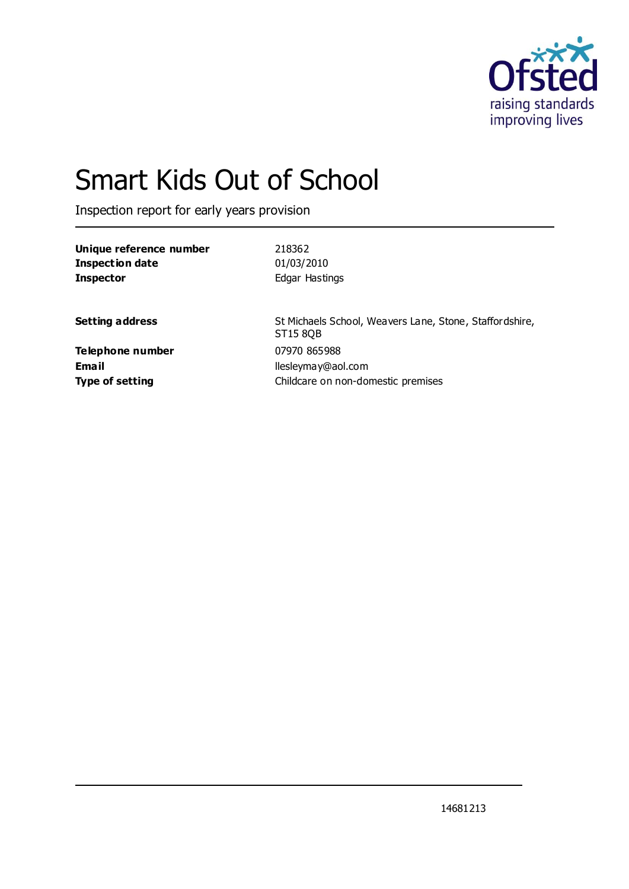# Smart Kids Out of School

Inspection report for early years provision

| | |
|---|---|
| **Unique reference number** | 218362 |
| **Inspection date** | 01/03/2010 |
| **Inspector** | Edgar Hastings |
| **Setting address** | St Michaels School, Weavers Lane, Stone, Staffordshire, ST15 8QB |
| **Telephone number** | 07970 865988 |
| **Email** | llesleymay@aol.com |
| **Type of setting** | Childcare on non-domestic premises |

14681213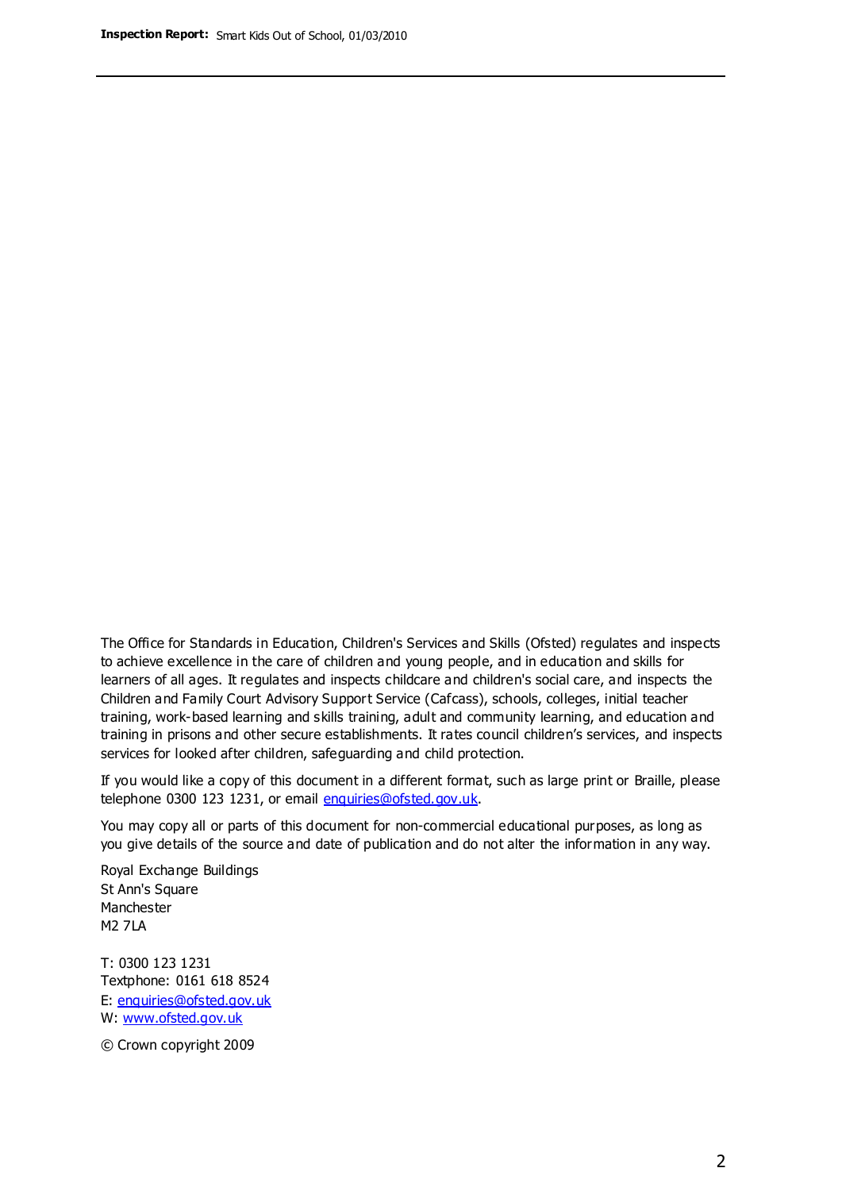The Office for Standards in Education, Children's Services and Skills (Ofsted) regulates and inspects to achieve excellence in the care of children and young people, and in education and skills for learners of all ages. It regulates and inspects childcare and children's social care, and inspects the Children and Family Court Advisory Support Service (Cafcass), schools, colleges, initial teacher training, work-based learning and skills training, adult and community learning, and education and training in prisons and other secure establishments. It rates council children's services, and inspects services for looked after children, safeguarding and child protection.

If you would like a copy of this document in a different format, such as large print or Braille, please telephone 0300 123 1231, or email enquiries@ofsted.gov.uk.

You may copy all or parts of this document for non-commercial educational purposes, as long as you give details of the source and date of publication and do not alter the information in any way.

Royal Exchange Buildings
St Ann's Square
Manchester
M2 7LA

T: 0300 123 1231
Textphone: 0161 618 8524
E: enquiries@ofsted.gov.uk
W: www.ofsted.gov.uk

© Crown copyright 2009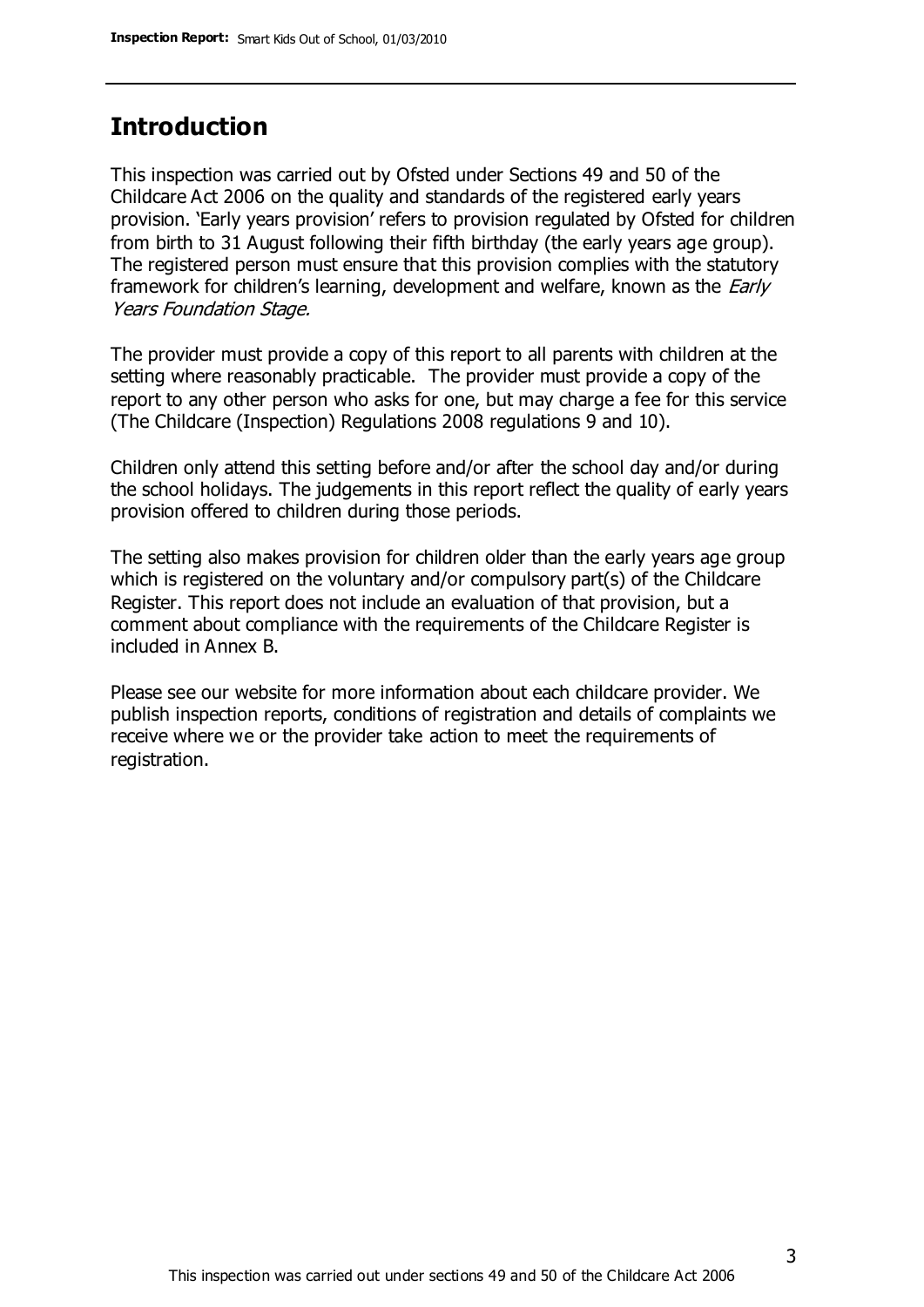## Introduction

This inspection was carried out by Ofsted under Sections 49 and 50 of the Childcare Act 2006 on the quality and standards of the registered early years provision. 'Early years provision' refers to provision regulated by Ofsted for children from birth to 31 August following their fifth birthday (the early years age group). The registered person must ensure that this provision complies with the statutory framework for children's learning, development and welfare, known as the *Early Years Foundation Stage.*

The provider must provide a copy of this report to all parents with children at the setting where reasonably practicable. The provider must provide a copy of the report to any other person who asks for one, but may charge a fee for this service (The Childcare (Inspection) Regulations 2008 regulations 9 and 10).

Children only attend this setting before and/or after the school day and/or during the school holidays. The judgements in this report reflect the quality of early years provision offered to children during those periods.

The setting also makes provision for children older than the early years age group which is registered on the voluntary and/or compulsory part(s) of the Childcare Register. This report does not include an evaluation of that provision, but a comment about compliance with the requirements of the Childcare Register is included in Annex B.

Please see our website for more information about each childcare provider. We publish inspection reports, conditions of registration and details of complaints we receive where we or the provider take action to meet the requirements of registration.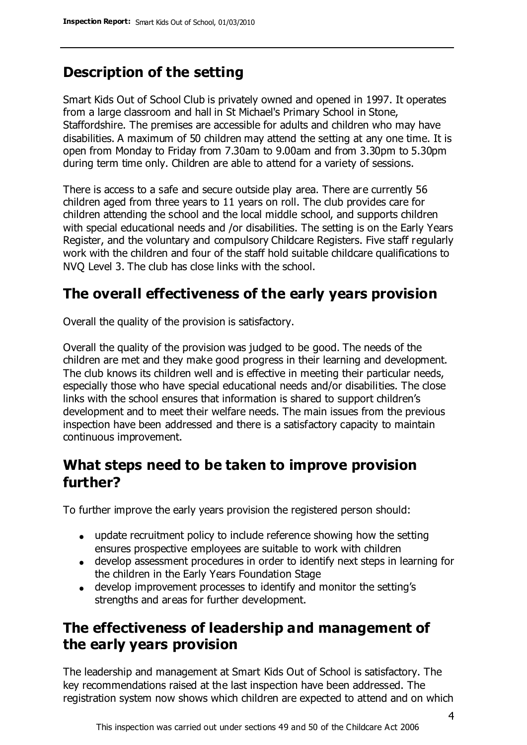## Description of the setting

Smart Kids Out of School Club is privately owned and opened in 1997. It operates from a large classroom and hall in St Michael's Primary School in Stone, Staffordshire. The premises are accessible for adults and children who may have disabilities. A maximum of 50 children may attend the setting at any one time. It is open from Monday to Friday from 7.30am to 9.00am and from 3.30pm to 5.30pm during term time only. Children are able to attend for a variety of sessions.

There is access to a safe and secure outside play area. There are currently 56 children aged from three years to 11 years on roll. The club provides care for children attending the school and the local middle school, and supports children with special educational needs and /or disabilities. The setting is on the Early Years Register, and the voluntary and compulsory Childcare Registers. Five staff regularly work with the children and four of the staff hold suitable childcare qualifications to NVQ Level 3. The club has close links with the school.

## The overall effectiveness of the early years provision

Overall the quality of the provision is satisfactory.

Overall the quality of the provision was judged to be good. The needs of the children are met and they make good progress in their learning and development. The club knows its children well and is effective in meeting their particular needs, especially those who have special educational needs and/or disabilities. The close links with the school ensures that information is shared to support children's development and to meet their welfare needs. The main issues from the previous inspection have been addressed and there is a satisfactory capacity to maintain continuous improvement.

## What steps need to be taken to improve provision further?

To further improve the early years provision the registered person should:

- update recruitment policy to include reference showing how the setting ensures prospective employees are suitable to work with children
- develop assessment procedures in order to identify next steps in learning for the children in the Early Years Foundation Stage
- develop improvement processes to identify and monitor the setting's strengths and areas for further development.

## The effectiveness of leadership and management of the early years provision

The leadership and management at Smart Kids Out of School is satisfactory. The key recommendations raised at the last inspection have been addressed. The registration system now shows which children are expected to attend and on which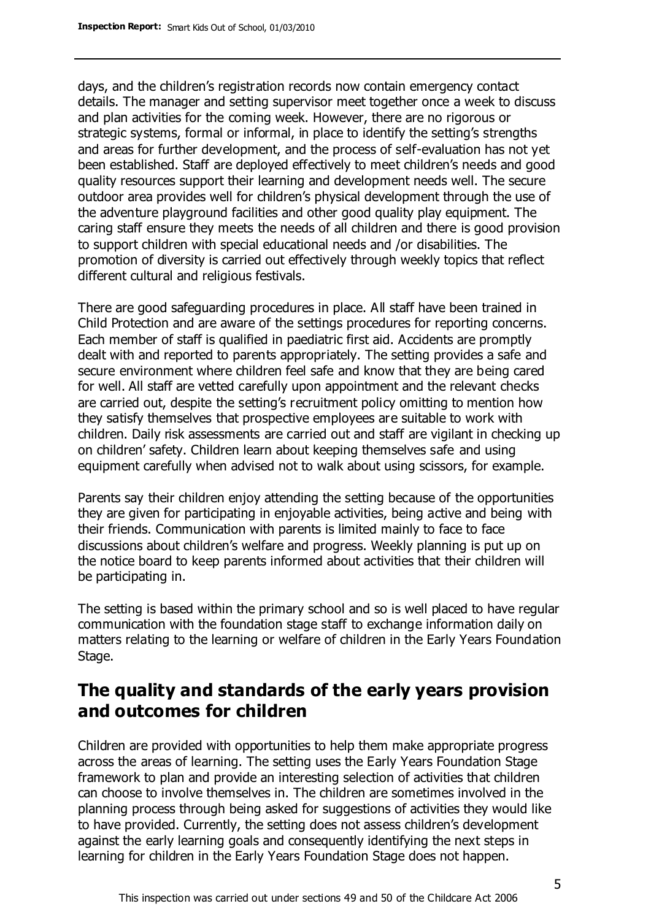days, and the children's registration records now contain emergency contact details. The manager and setting supervisor meet together once a week to discuss and plan activities for the coming week. However, there are no rigorous or strategic systems, formal or informal, in place to identify the setting's strengths and areas for further development, and the process of self-evaluation has not yet been established. Staff are deployed effectively to meet children's needs and good quality resources support their learning and development needs well. The secure outdoor area provides well for children's physical development through the use of the adventure playground facilities and other good quality play equipment. The caring staff ensure they meets the needs of all children and there is good provision to support children with special educational needs and /or disabilities. The promotion of diversity is carried out effectively through weekly topics that reflect different cultural and religious festivals.

There are good safeguarding procedures in place. All staff have been trained in Child Protection and are aware of the settings procedures for reporting concerns. Each member of staff is qualified in paediatric first aid. Accidents are promptly dealt with and reported to parents appropriately. The setting provides a safe and secure environment where children feel safe and know that they are being cared for well. All staff are vetted carefully upon appointment and the relevant checks are carried out, despite the setting's recruitment policy omitting to mention how they satisfy themselves that prospective employees are suitable to work with children. Daily risk assessments are carried out and staff are vigilant in checking up on children' safety. Children learn about keeping themselves safe and using equipment carefully when advised not to walk about using scissors, for example.

Parents say their children enjoy attending the setting because of the opportunities they are given for participating in enjoyable activities, being active and being with their friends. Communication with parents is limited mainly to face to face discussions about children's welfare and progress. Weekly planning is put up on the notice board to keep parents informed about activities that their children will be participating in.

The setting is based within the primary school and so is well placed to have regular communication with the foundation stage staff to exchange information daily on matters relating to the learning or welfare of children in the Early Years Foundation Stage.

## The quality and standards of the early years provision and outcomes for children

Children are provided with opportunities to help them make appropriate progress across the areas of learning. The setting uses the Early Years Foundation Stage framework to plan and provide an interesting selection of activities that children can choose to involve themselves in. The children are sometimes involved in the planning process through being asked for suggestions of activities they would like to have provided. Currently, the setting does not assess children's development against the early learning goals and consequently identifying the next steps in learning for children in the Early Years Foundation Stage does not happen.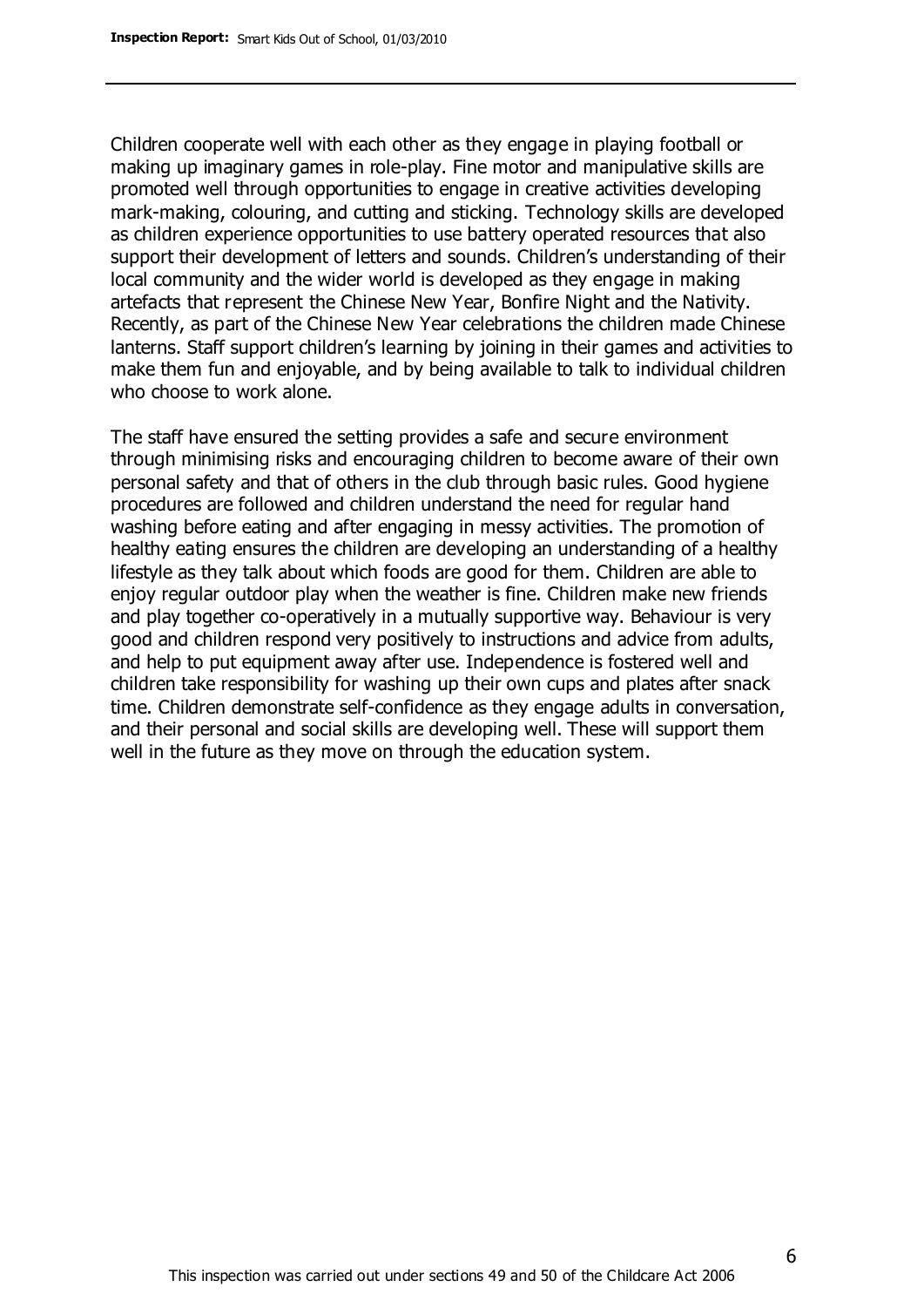Children cooperate well with each other as they engage in playing football or making up imaginary games in role-play. Fine motor and manipulative skills are promoted well through opportunities to engage in creative activities developing mark-making, colouring, and cutting and sticking. Technology skills are developed as children experience opportunities to use battery operated resources that also support their development of letters and sounds. Children's understanding of their local community and the wider world is developed as they engage in making artefacts that represent the Chinese New Year, Bonfire Night and the Nativity. Recently, as part of the Chinese New Year celebrations the children made Chinese lanterns. Staff support children's learning by joining in their games and activities to make them fun and enjoyable, and by being available to talk to individual children who choose to work alone.

The staff have ensured the setting provides a safe and secure environment through minimising risks and encouraging children to become aware of their own personal safety and that of others in the club through basic rules. Good hygiene procedures are followed and children understand the need for regular hand washing before eating and after engaging in messy activities. The promotion of healthy eating ensures the children are developing an understanding of a healthy lifestyle as they talk about which foods are good for them. Children are able to enjoy regular outdoor play when the weather is fine. Children make new friends and play together co-operatively in a mutually supportive way. Behaviour is very good and children respond very positively to instructions and advice from adults, and help to put equipment away after use. Independence is fostered well and children take responsibility for washing up their own cups and plates after snack time. Children demonstrate self-confidence as they engage adults in conversation, and their personal and social skills are developing well. These will support them well in the future as they move on through the education system.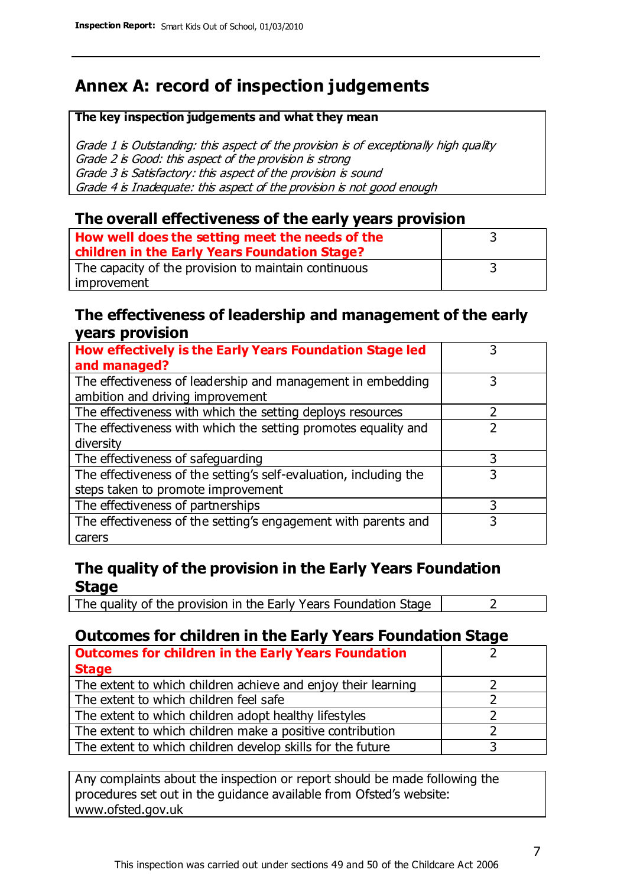# Annex A: record of inspection judgements

**The key inspection judgements and what they mean**

*Grade 1 is Outstanding: this aspect of the provision is of exceptionally high quality*
*Grade 2 is Good: this aspect of the provision is strong*
*Grade 3 is Satisfactory: this aspect of the provision is sound*
*Grade 4 is Inadequate: this aspect of the provision is not good enough*

## The overall effectiveness of the early years provision

| | |
|---|---|
| **How well does the setting meet the needs of the children in the Early Years Foundation Stage?** | 3 |
| The capacity of the provision to maintain continuous improvement | 3 |

## The effectiveness of leadership and management of the early years provision

| | |
|---|---|
| **How effectively is the Early Years Foundation Stage led and managed?** | 3 |
| The effectiveness of leadership and management in embedding ambition and driving improvement | 3 |
| The effectiveness with which the setting deploys resources | 2 |
| The effectiveness with which the setting promotes equality and diversity | 2 |
| The effectiveness of safeguarding | 3 |
| The effectiveness of the setting's self-evaluation, including the steps taken to promote improvement | 3 |
| The effectiveness of partnerships | 3 |
| The effectiveness of the setting's engagement with parents and carers | 3 |

## The quality of the provision in the Early Years Foundation Stage

| | |
|---|---|
| The quality of the provision in the Early Years Foundation Stage | 2 |

## Outcomes for children in the Early Years Foundation Stage

| | |
|---|---|
| **Outcomes for children in the Early Years Foundation Stage** | 2 |
| The extent to which children achieve and enjoy their learning | 2 |
| The extent to which children feel safe | 2 |
| The extent to which children adopt healthy lifestyles | 2 |
| The extent to which children make a positive contribution | 2 |
| The extent to which children develop skills for the future | 3 |

Any complaints about the inspection or report should be made following the procedures set out in the guidance available from Ofsted's website: www.ofsted.gov.uk

This inspection was carried out under sections 49 and 50 of the Childcare Act 2006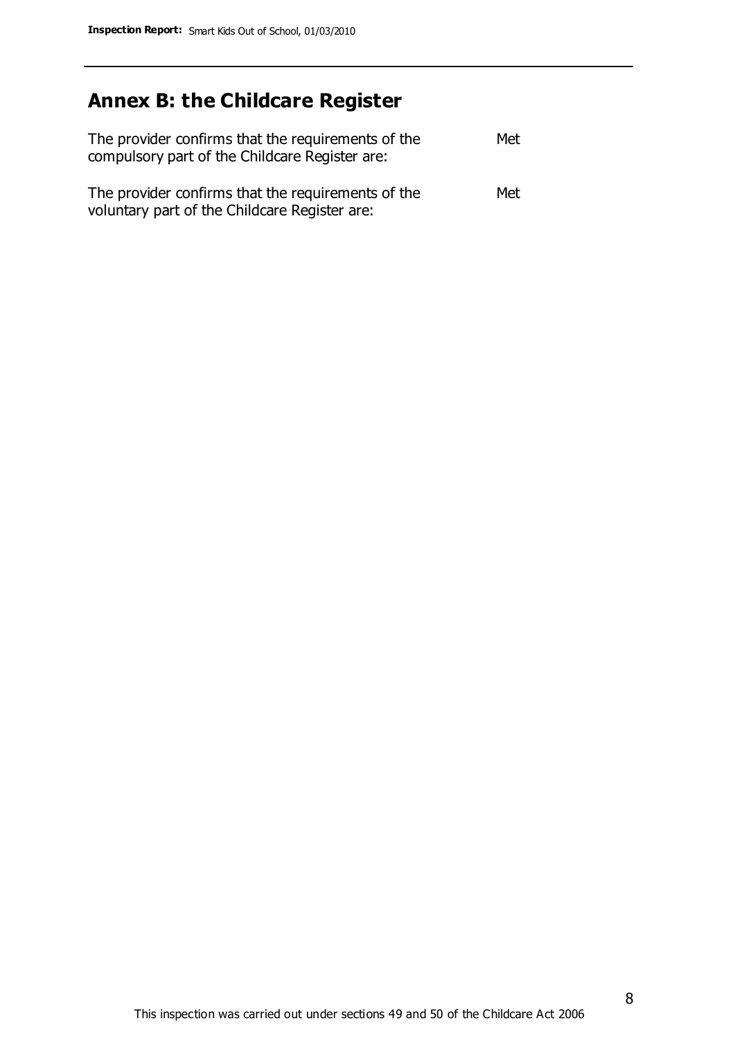## Annex B: the Childcare Register

| | |
|---|---|
| The provider confirms that the requirements of the compulsory part of the Childcare Register are: | Met |
| The provider confirms that the requirements of the voluntary part of the Childcare Register are: | Met |

This inspection was carried out under sections 49 and 50 of the Childcare Act 2006